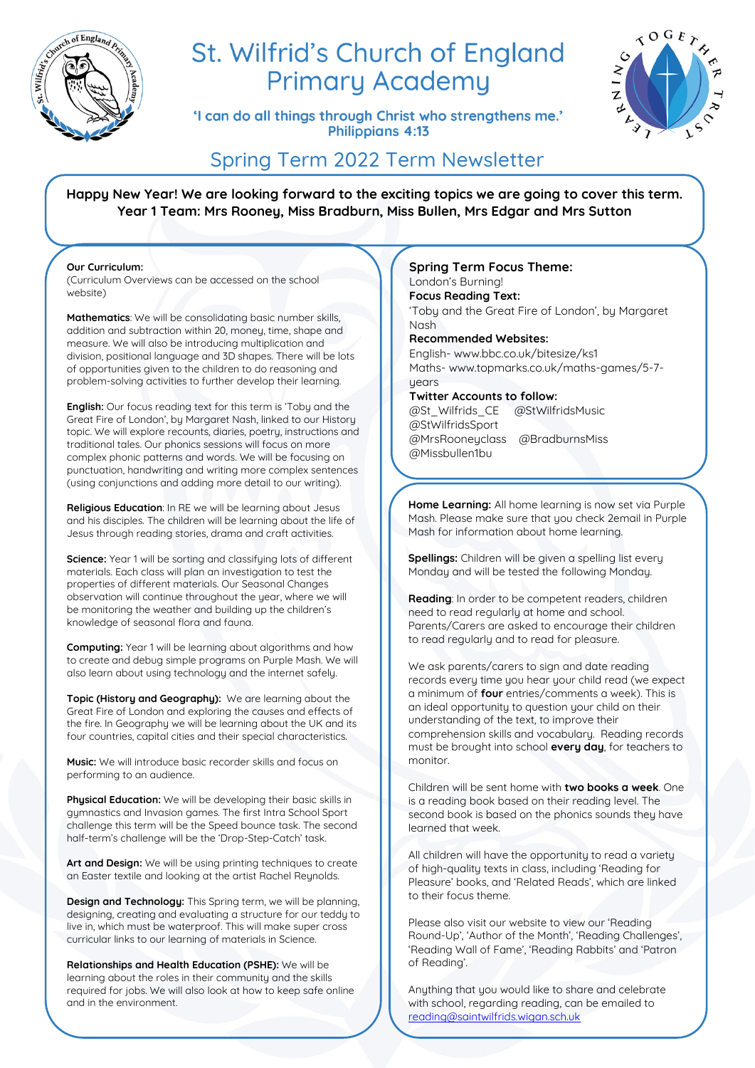# St. Wilfrid's Church of England Primary Academy

**'I can do all things through Christ who strengthens me.'**
**Philippians 4:13**

## Spring Term 2022 Term Newsletter

**Happy New Year! We are looking forward to the exciting topics we are going to cover this term.**
**Year 1 Team: Mrs Rooney, Miss Bradburn, Miss Bullen, Mrs Edgar and Mrs Sutton**

**Our Curriculum:**
(Curriculum Overviews can be accessed on the school website)

**Mathematics**: We will be consolidating basic number skills, addition and subtraction within 20, money, time, shape and measure. We will also be introducing multiplication and division, positional language and 3D shapes. There will be lots of opportunities given to the children to do reasoning and problem-solving activities to further develop their learning.

**English:** Our focus reading text for this term is 'Toby and the Great Fire of London', by Margaret Nash, linked to our History topic. We will explore recounts, diaries, poetry, instructions and traditional tales. Our phonics sessions will focus on more complex phonic patterns and words. We will be focusing on punctuation, handwriting and writing more complex sentences (using conjunctions and adding more detail to our writing).

**Religious Education**: In RE we will be learning about Jesus and his disciples. The children will be learning about the life of Jesus through reading stories, drama and craft activities.

**Science:** Year 1 will be sorting and classifying lots of different materials. Each class will plan an investigation to test the properties of different materials. Our Seasonal Changes observation will continue throughout the year, where we will be monitoring the weather and building up the children's knowledge of seasonal flora and fauna.

**Computing:** Year 1 will be learning about algorithms and how to create and debug simple programs on Purple Mash. We will also learn about using technology and the internet safely.

**Topic (History and Geography):** We are learning about the Great Fire of London and exploring the causes and effects of the fire. In Geography we will be learning about the UK and its four countries, capital cities and their special characteristics.

**Music:** We will introduce basic recorder skills and focus on performing to an audience.

**Physical Education:** We will be developing their basic skills in gymnastics and Invasion games. The first Intra School Sport challenge this term will be the Speed bounce task. The second half-term's challenge will be the 'Drop-Step-Catch' task.

**Art and Design:** We will be using printing techniques to create an Easter textile and looking at the artist Rachel Reynolds.

**Design and Technology:** This Spring term, we will be planning, designing, creating and evaluating a structure for our teddy to live in, which must be waterproof. This will make super cross curricular links to our learning of materials in Science.

**Relationships and Health Education (PSHE):** We will be learning about the roles in their community and the skills required for jobs. We will also look at how to keep safe online and in the environment.

**Spring Term Focus Theme:**
London's Burning!
**Focus Reading Text:**
'Toby and the Great Fire of London', by Margaret Nash
**Recommended Websites:**
English- www.bbc.co.uk/bitesize/ks1
Maths- www.topmarks.co.uk/maths-games/5-7-years
**Twitter Accounts to follow:**
@St_Wilfrids_CE @StWilfridsMusic
@StWilfridsSport
@MrsRooneyclass @BradburnsMiss
@Missbullen1bu

**Home Learning:** All home learning is now set via Purple Mash. Please make sure that you check 2email in Purple Mash for information about home learning.

**Spellings:** Children will be given a spelling list every Monday and will be tested the following Monday.

**Reading**: In order to be competent readers, children need to read regularly at home and school. Parents/Carers are asked to encourage their children to read regularly and to read for pleasure.

We ask parents/carers to sign and date reading records every time you hear your child read (we expect a minimum of **four** entries/comments a week). This is an ideal opportunity to question your child on their understanding of the text, to improve their comprehension skills and vocabulary. Reading records must be brought into school **every day**, for teachers to monitor.

Children will be sent home with **two books a week**. One is a reading book based on their reading level. The second book is based on the phonics sounds they have learned that week.

All children will have the opportunity to read a variety of high-quality texts in class, including 'Reading for Pleasure' books, and 'Related Reads', which are linked to their focus theme.

Please also visit our website to view our 'Reading Round-Up', 'Author of the Month', 'Reading Challenges', 'Reading Wall of Fame', 'Reading Rabbits' and 'Patron of Reading'.

Anything that you would like to share and celebrate with school, regarding reading, can be emailed to reading@saintwilfrids.wigan.sch.uk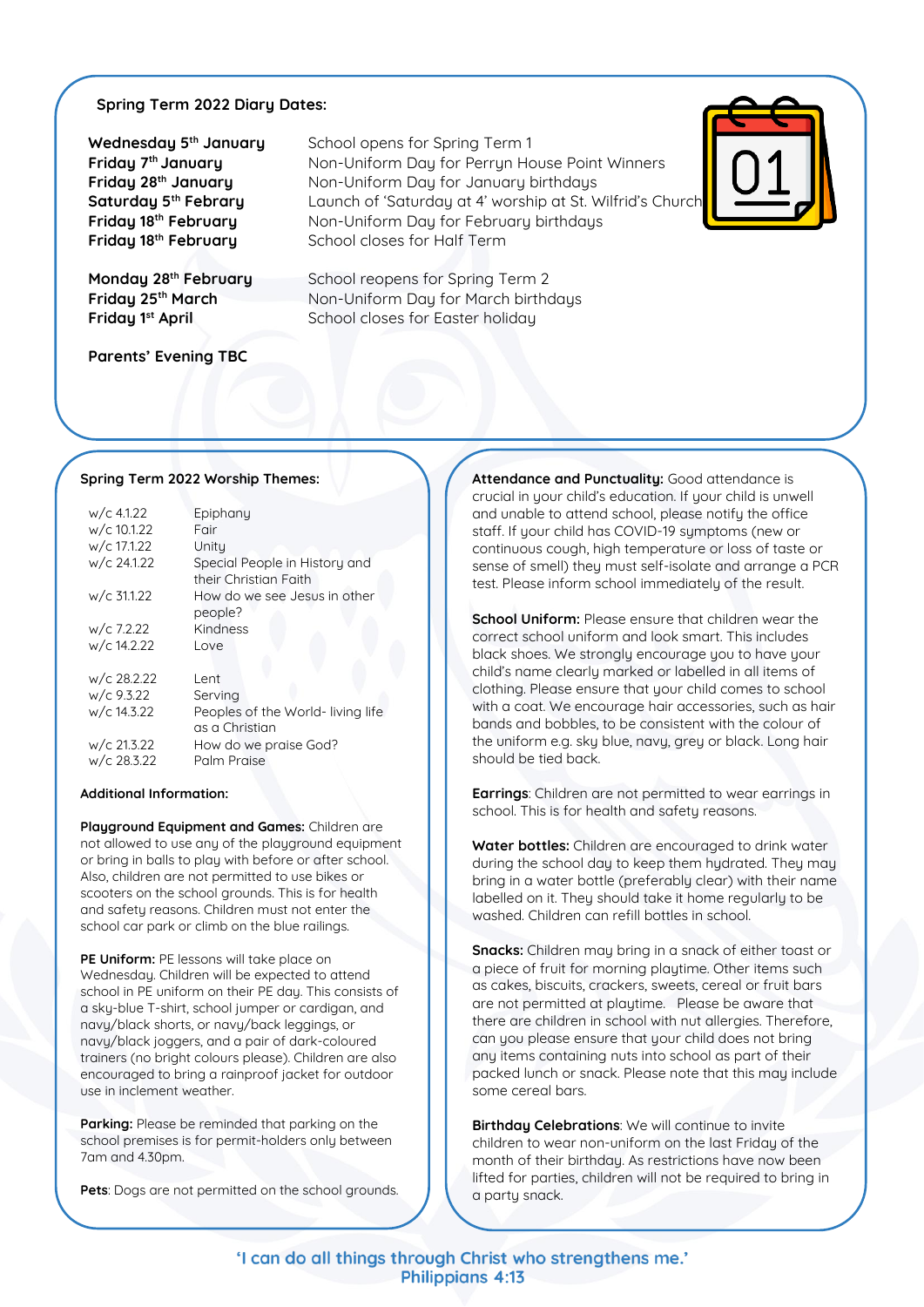## Spring Term 2022 Diary Dates:

| | |
|---|---|
| **Wednesday 5th January** | School opens for Spring Term 1 |
| **Friday 7th January** | Non-Uniform Day for Perryn House Point Winners |
| **Friday 28th January** | Non-Uniform Day for January birthdays |
| **Saturday 5th Febrary** | Launch of 'Saturday at 4' worship at St. Wilfrid's Church |
| **Friday 18th February** | Non-Uniform Day for February birthdays |
| **Friday 18th February** | School closes for Half Term |
| **Monday 28th February** | School reopens for Spring Term 2 |
| **Friday 25th March** | Non-Uniform Day for March birthdays |
| **Friday 1st April** | School closes for Easter holiday |

**Parents' Evening TBC**

## Spring Term 2022 Worship Themes:

| | |
|---|---|
| w/c 4.1.22 | Epiphany |
| w/c 10.1.22 | Fair |
| w/c 17.1.22 | Unity |
| w/c 24.1.22 | Special People in History and their Christian Faith |
| w/c 31.1.22 | How do we see Jesus in other people? |
| w/c 7.2.22 | Kindness |
| w/c 14.2.22 | Love |
| w/c 28.2.22 | Lent |
| w/c 9.3.22 | Serving |
| w/c 14.3.22 | Peoples of the World- living life as a Christian |
| w/c 21.3.22 | How do we praise God? |
| w/c 28.3.22 | Palm Praise |

## Additional Information:

**Playground Equipment and Games:** Children are not allowed to use any of the playground equipment or bring in balls to play with before or after school. Also, children are not permitted to use bikes or scooters on the school grounds. This is for health and safety reasons. Children must not enter the school car park or climb on the blue railings.

**PE Uniform:** PE lessons will take place on Wednesday. Children will be expected to attend school in PE uniform on their PE day. This consists of a sky-blue T-shirt, school jumper or cardigan, and navy/black shorts, or navy/back leggings, or navy/black joggers, and a pair of dark-coloured trainers (no bright colours please). Children are also encouraged to bring a rainproof jacket for outdoor use in inclement weather.

**Parking:** Please be reminded that parking on the school premises is for permit-holders only between 7am and 4.30pm.

**Pets**: Dogs are not permitted on the school grounds.

**Attendance and Punctuality:** Good attendance is crucial in your child's education. If your child is unwell and unable to attend school, please notify the office staff. If your child has COVID-19 symptoms (new or continuous cough, high temperature or loss of taste or sense of smell) they must self-isolate and arrange a PCR test. Please inform school immediately of the result.

**School Uniform:** Please ensure that children wear the correct school uniform and look smart. This includes black shoes. We strongly encourage you to have your child's name clearly marked or labelled in all items of clothing. Please ensure that your child comes to school with a coat. We encourage hair accessories, such as hair bands and bobbles, to be consistent with the colour of the uniform e.g. sky blue, navy, grey or black. Long hair should be tied back.

**Earrings**: Children are not permitted to wear earrings in school. This is for health and safety reasons.

**Water bottles:** Children are encouraged to drink water during the school day to keep them hydrated. They may bring in a water bottle (preferably clear) with their name labelled on it. They should take it home regularly to be washed. Children can refill bottles in school.

**Snacks:** Children may bring in a snack of either toast or a piece of fruit for morning playtime. Other items such as cakes, biscuits, crackers, sweets, cereal or fruit bars are not permitted at playtime. Please be aware that there are children in school with nut allergies. Therefore, can you please ensure that your child does not bring any items containing nuts into school as part of their packed lunch or snack. Please note that this may include some cereal bars.

**Birthday Celebrations**: We will continue to invite children to wear non-uniform on the last Friday of the month of their birthday. As restrictions have now been lifted for parties, children will not be required to bring in a party snack.

'I can do all things through Christ who strengthens me.'
Philippians 4:13